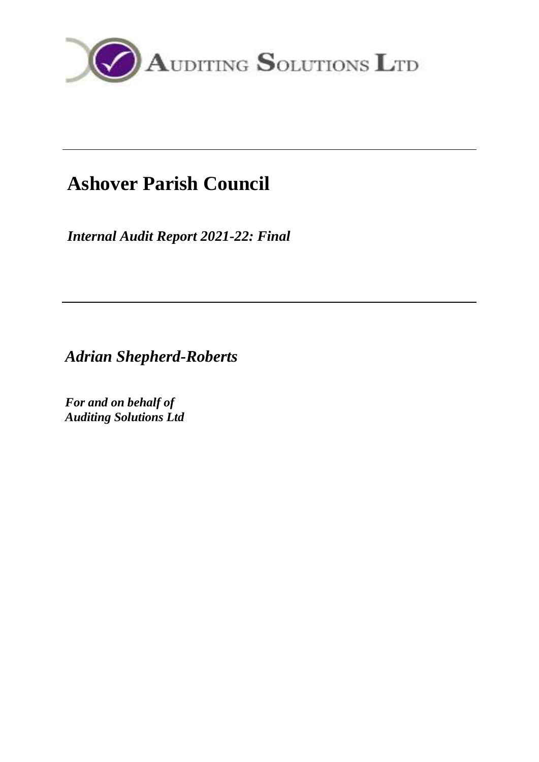Auditing Solutions Ltd

---

# Ashover Parish Council

***Internal Audit Report 2021-22: Final***

---

***Adrian Shepherd-Roberts***

***For and on behalf of***
***Auditing Solutions Ltd***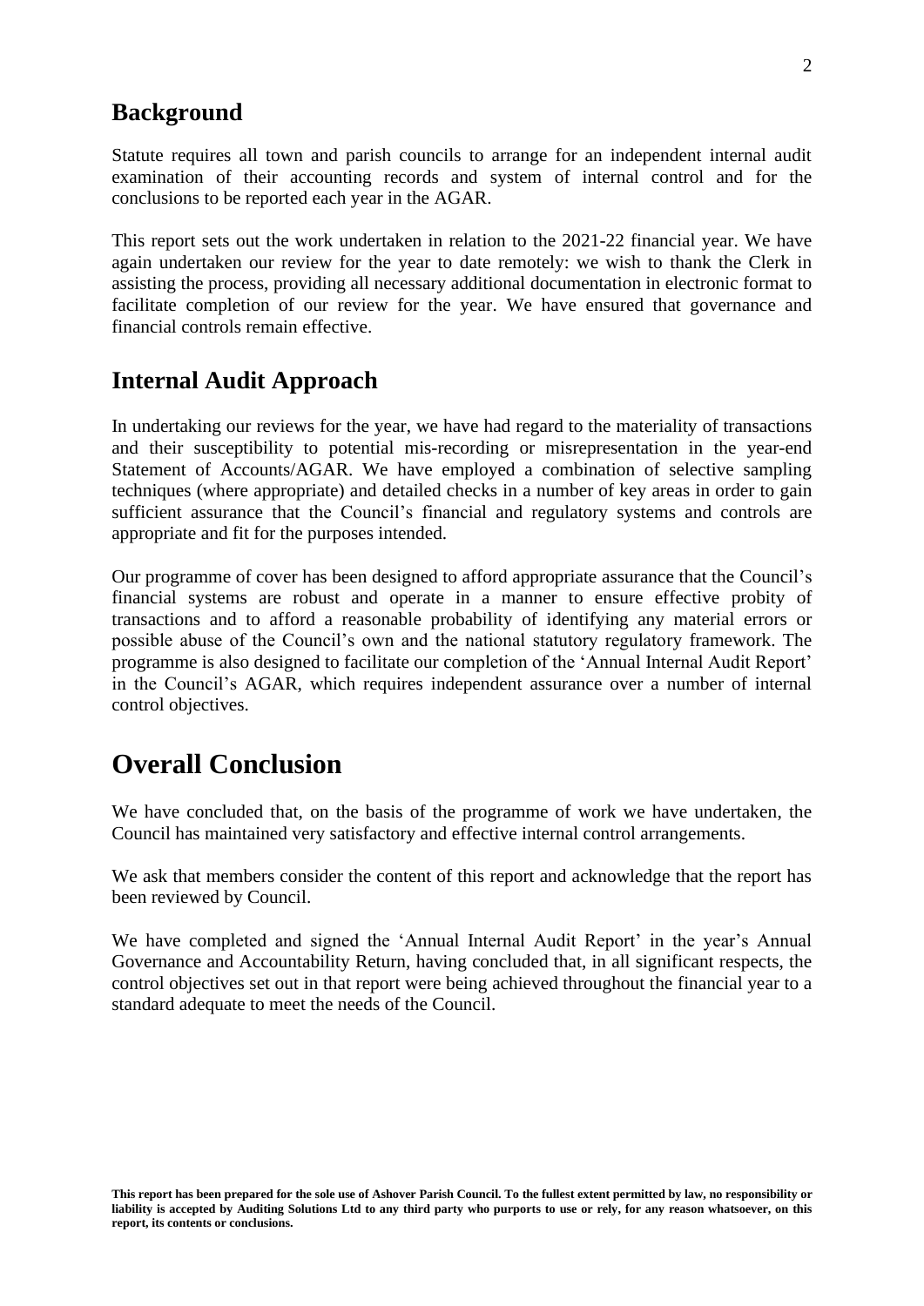## Background

Statute requires all town and parish councils to arrange for an independent internal audit examination of their accounting records and system of internal control and for the conclusions to be reported each year in the AGAR.

This report sets out the work undertaken in relation to the 2021-22 financial year. We have again undertaken our review for the year to date remotely: we wish to thank the Clerk in assisting the process, providing all necessary additional documentation in electronic format to facilitate completion of our review for the year. We have ensured that governance and financial controls remain effective.

## Internal Audit Approach

In undertaking our reviews for the year, we have had regard to the materiality of transactions and their susceptibility to potential mis-recording or misrepresentation in the year-end Statement of Accounts/AGAR. We have employed a combination of selective sampling techniques (where appropriate) and detailed checks in a number of key areas in order to gain sufficient assurance that the Council's financial and regulatory systems and controls are appropriate and fit for the purposes intended.

Our programme of cover has been designed to afford appropriate assurance that the Council's financial systems are robust and operate in a manner to ensure effective probity of transactions and to afford a reasonable probability of identifying any material errors or possible abuse of the Council's own and the national statutory regulatory framework. The programme is also designed to facilitate our completion of the 'Annual Internal Audit Report' in the Council's AGAR, which requires independent assurance over a number of internal control objectives.

# Overall Conclusion

We have concluded that, on the basis of the programme of work we have undertaken, the Council has maintained very satisfactory and effective internal control arrangements.

We ask that members consider the content of this report and acknowledge that the report has been reviewed by Council.

We have completed and signed the 'Annual Internal Audit Report' in the year's Annual Governance and Accountability Return, having concluded that, in all significant respects, the control objectives set out in that report were being achieved throughout the financial year to a standard adequate to meet the needs of the Council.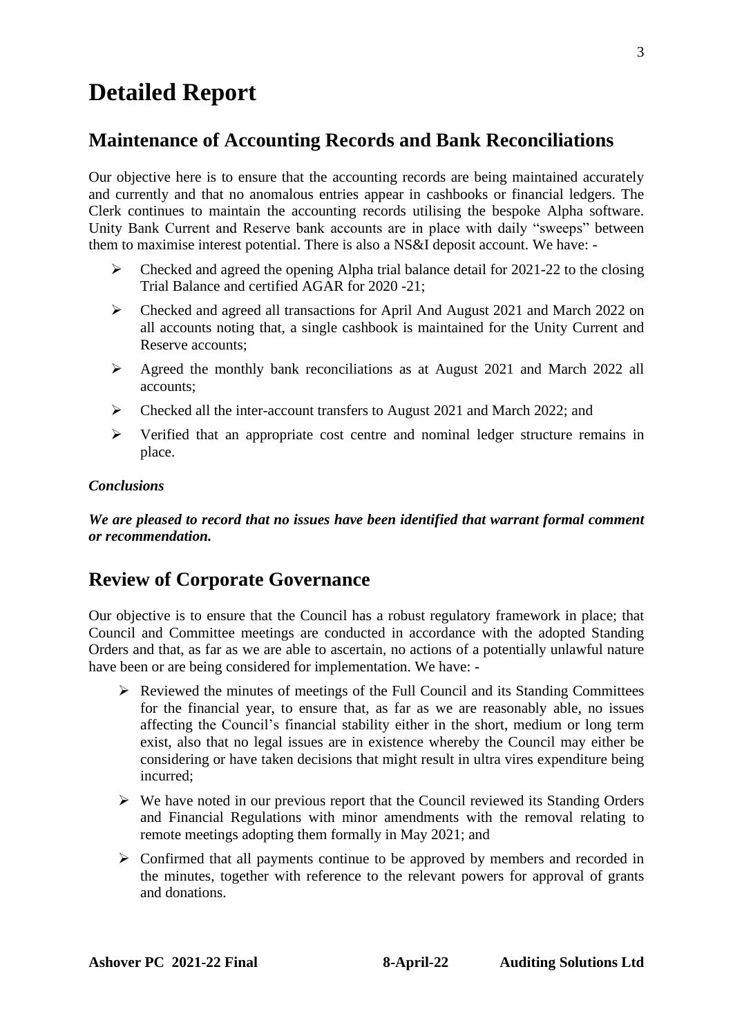# Detailed Report

## Maintenance of Accounting Records and Bank Reconciliations

Our objective here is to ensure that the accounting records are being maintained accurately and currently and that no anomalous entries appear in cashbooks or financial ledgers. The Clerk continues to maintain the accounting records utilising the bespoke Alpha software. Unity Bank Current and Reserve bank accounts are in place with daily "sweeps" between them to maximise interest potential. There is also a NS&I deposit account. We have: -

- Checked and agreed the opening Alpha trial balance detail for 2021-22 to the closing Trial Balance and certified AGAR for 2020 -21;
- Checked and agreed all transactions for April And August 2021 and March 2022 on all accounts noting that, a single cashbook is maintained for the Unity Current and Reserve accounts;
- Agreed the monthly bank reconciliations as at August 2021 and March 2022 all accounts;
- Checked all the inter-account transfers to August 2021 and March 2022; and
- Verified that an appropriate cost centre and nominal ledger structure remains in place.

***Conclusions***

***We are pleased to record that no issues have been identified that warrant formal comment or recommendation.***

## Review of Corporate Governance

Our objective is to ensure that the Council has a robust regulatory framework in place; that Council and Committee meetings are conducted in accordance with the adopted Standing Orders and that, as far as we are able to ascertain, no actions of a potentially unlawful nature have been or are being considered for implementation. We have: -

- Reviewed the minutes of meetings of the Full Council and its Standing Committees for the financial year, to ensure that, as far as we are reasonably able, no issues affecting the Council's financial stability either in the short, medium or long term exist, also that no legal issues are in existence whereby the Council may either be considering or have taken decisions that might result in ultra vires expenditure being incurred;
- We have noted in our previous report that the Council reviewed its Standing Orders and Financial Regulations with minor amendments with the removal relating to remote meetings adopting them formally in May 2021; and
- Confirmed that all payments continue to be approved by members and recorded in the minutes, together with reference to the relevant powers for approval of grants and donations.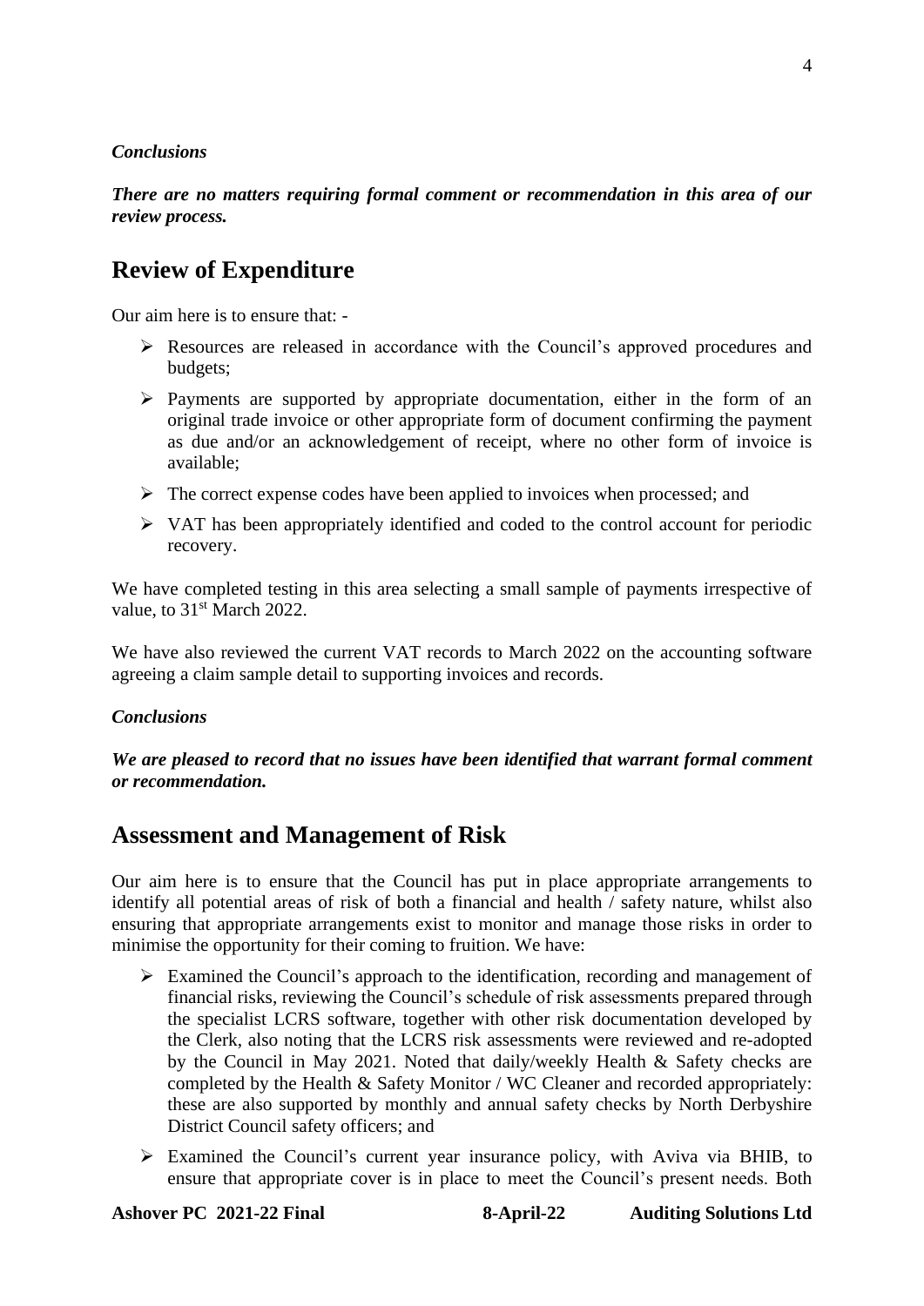***Conclusions***

***There are no matters requiring formal comment or recommendation in this area of our review process.***

## Review of Expenditure

Our aim here is to ensure that: -

- Resources are released in accordance with the Council's approved procedures and budgets;
- Payments are supported by appropriate documentation, either in the form of an original trade invoice or other appropriate form of document confirming the payment as due and/or an acknowledgement of receipt, where no other form of invoice is available;
- The correct expense codes have been applied to invoices when processed; and
- VAT has been appropriately identified and coded to the control account for periodic recovery.

We have completed testing in this area selecting a small sample of payments irrespective of value, to 31st March 2022.

We have also reviewed the current VAT records to March 2022 on the accounting software agreeing a claim sample detail to supporting invoices and records.

***Conclusions***

***We are pleased to record that no issues have been identified that warrant formal comment or recommendation.***

## Assessment and Management of Risk

Our aim here is to ensure that the Council has put in place appropriate arrangements to identify all potential areas of risk of both a financial and health / safety nature, whilst also ensuring that appropriate arrangements exist to monitor and manage those risks in order to minimise the opportunity for their coming to fruition. We have:

- Examined the Council's approach to the identification, recording and management of financial risks, reviewing the Council's schedule of risk assessments prepared through the specialist LCRS software, together with other risk documentation developed by the Clerk, also noting that the LCRS risk assessments were reviewed and re-adopted by the Council in May 2021. Noted that daily/weekly Health & Safety checks are completed by the Health & Safety Monitor / WC Cleaner and recorded appropriately: these are also supported by monthly and annual safety checks by North Derbyshire District Council safety officers; and
- Examined the Council's current year insurance policy, with Aviva via BHIB, to ensure that appropriate cover is in place to meet the Council's present needs. Both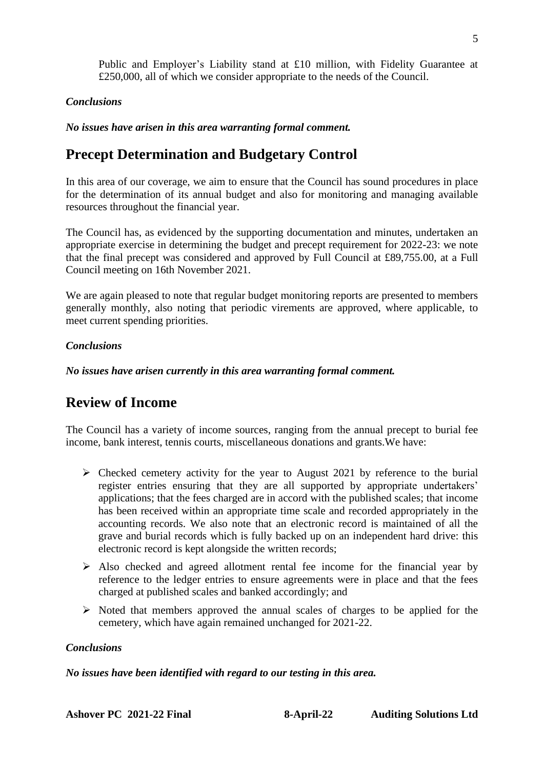Public and Employer's Liability stand at £10 million, with Fidelity Guarantee at £250,000, all of which we consider appropriate to the needs of the Council.

***Conclusions***

***No issues have arisen in this area warranting formal comment.***

## Precept Determination and Budgetary Control

In this area of our coverage, we aim to ensure that the Council has sound procedures in place for the determination of its annual budget and also for monitoring and managing available resources throughout the financial year.

The Council has, as evidenced by the supporting documentation and minutes, undertaken an appropriate exercise in determining the budget and precept requirement for 2022-23: we note that the final precept was considered and approved by Full Council at £89,755.00, at a Full Council meeting on 16th November 2021.

We are again pleased to note that regular budget monitoring reports are presented to members generally monthly, also noting that periodic virements are approved, where applicable, to meet current spending priorities.

***Conclusions***

***No issues have arisen currently in this area warranting formal comment.***

## Review of Income

The Council has a variety of income sources, ranging from the annual precept to burial fee income, bank interest, tennis courts, miscellaneous donations and grants.We have:

- Checked cemetery activity for the year to August 2021 by reference to the burial register entries ensuring that they are all supported by appropriate undertakers' applications; that the fees charged are in accord with the published scales; that income has been received within an appropriate time scale and recorded appropriately in the accounting records. We also note that an electronic record is maintained of all the grave and burial records which is fully backed up on an independent hard drive: this electronic record is kept alongside the written records;
- Also checked and agreed allotment rental fee income for the financial year by reference to the ledger entries to ensure agreements were in place and that the fees charged at published scales and banked accordingly; and
- Noted that members approved the annual scales of charges to be applied for the cemetery, which have again remained unchanged for 2021-22.

***Conclusions***

***No issues have been identified with regard to our testing in this area.***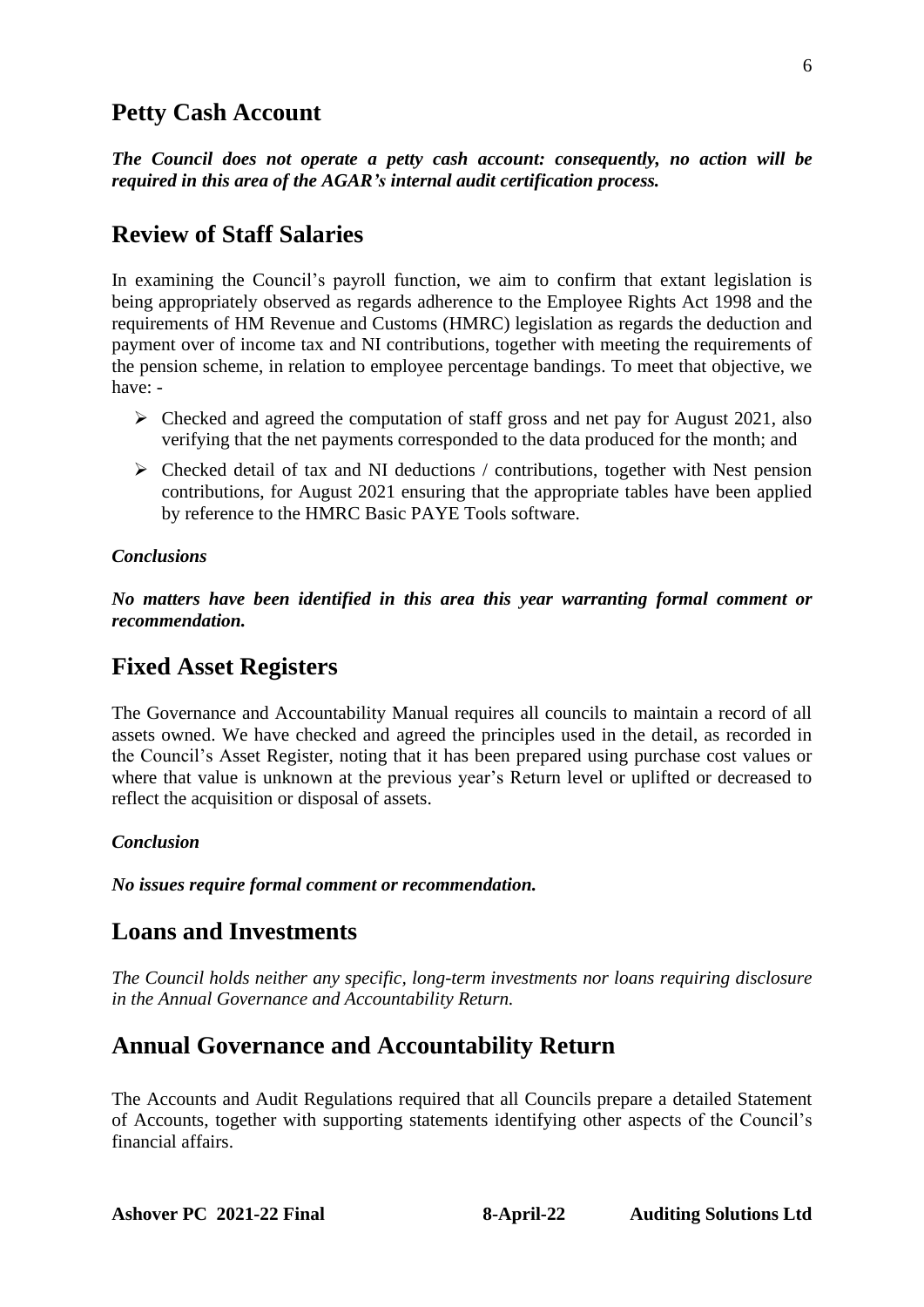## Petty Cash Account

***The Council does not operate a petty cash account: consequently, no action will be required in this area of the AGAR's internal audit certification process.***

## Review of Staff Salaries

In examining the Council's payroll function, we aim to confirm that extant legislation is being appropriately observed as regards adherence to the Employee Rights Act 1998 and the requirements of HM Revenue and Customs (HMRC) legislation as regards the deduction and payment over of income tax and NI contributions, together with meeting the requirements of the pension scheme, in relation to employee percentage bandings. To meet that objective, we have: -

- Checked and agreed the computation of staff gross and net pay for August 2021, also verifying that the net payments corresponded to the data produced for the month; and
- Checked detail of tax and NI deductions / contributions, together with Nest pension contributions, for August 2021 ensuring that the appropriate tables have been applied by reference to the HMRC Basic PAYE Tools software.

***Conclusions***

***No matters have been identified in this area this year warranting formal comment or recommendation.***

## Fixed Asset Registers

The Governance and Accountability Manual requires all councils to maintain a record of all assets owned. We have checked and agreed the principles used in the detail, as recorded in the Council's Asset Register, noting that it has been prepared using purchase cost values or where that value is unknown at the previous year's Return level or uplifted or decreased to reflect the acquisition or disposal of assets.

***Conclusion***

***No issues require formal comment or recommendation.***

## Loans and Investments

*The Council holds neither any specific, long-term investments nor loans requiring disclosure in the Annual Governance and Accountability Return.*

## Annual Governance and Accountability Return

The Accounts and Audit Regulations required that all Councils prepare a detailed Statement of Accounts, together with supporting statements identifying other aspects of the Council's financial affairs.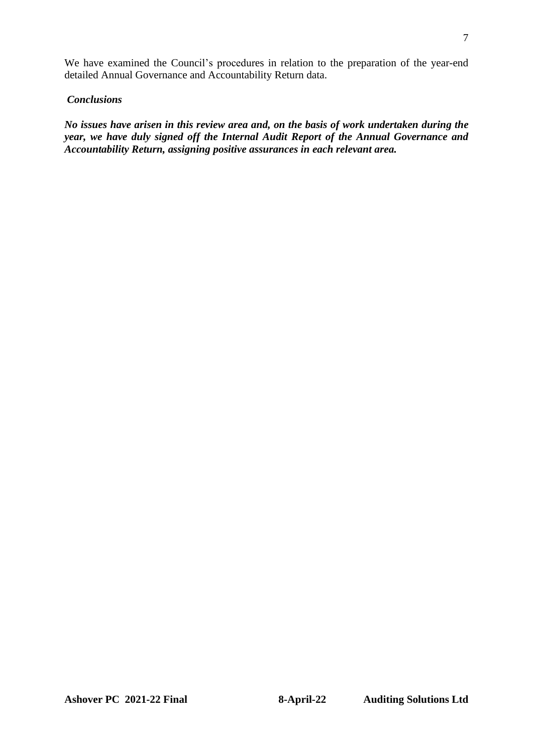We have examined the Council's procedures in relation to the preparation of the year-end detailed Annual Governance and Accountability Return data.

***Conclusions***

***No issues have arisen in this review area and, on the basis of work undertaken during the year, we have duly signed off the Internal Audit Report of the Annual Governance and Accountability Return, assigning positive assurances in each relevant area.***